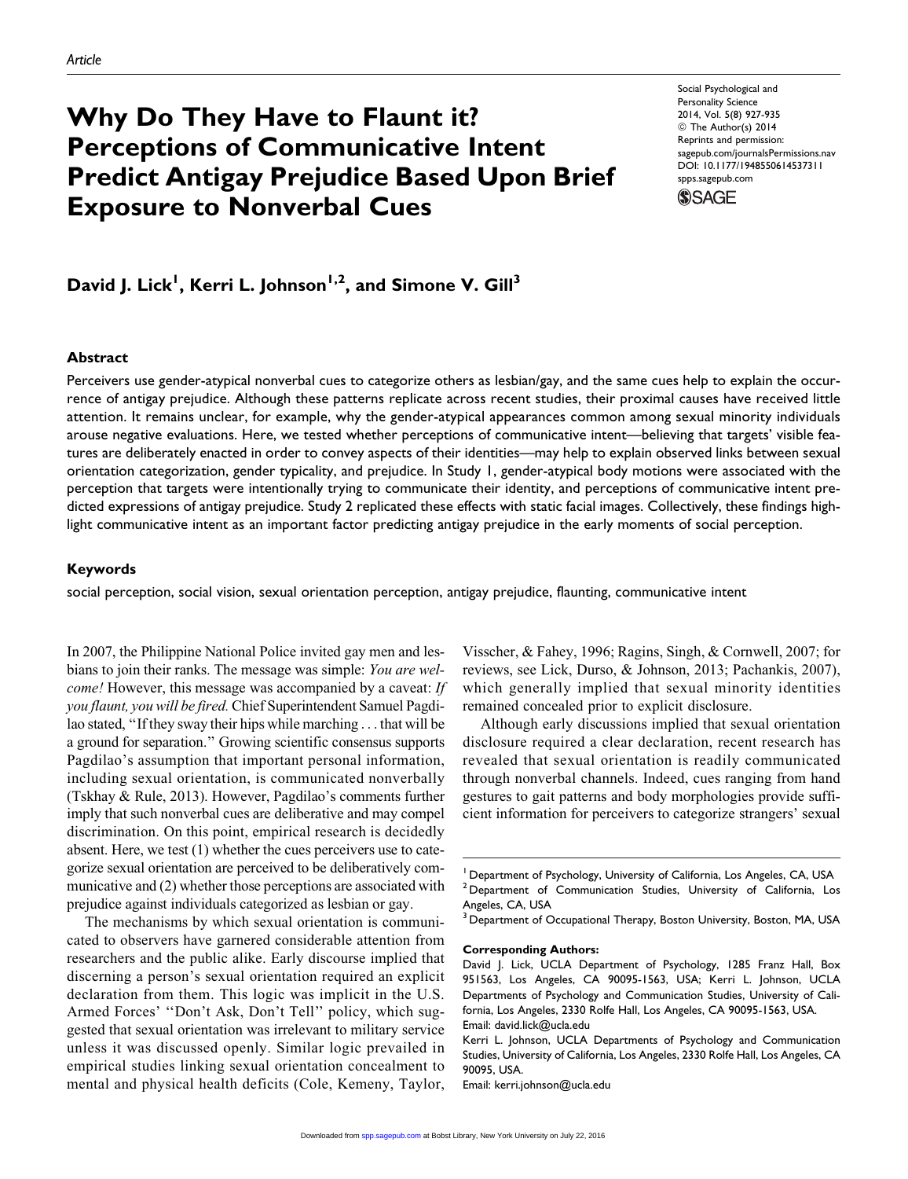Article

# Why Do They Have to Flaunt it? Perceptions of Communicative Intent Predict Antigay Prejudice Based Upon Brief Exposure to Nonverbal Cues

Social Psychological and Personality Science
2014, Vol. 5(8) 927-935
© The Author(s) 2014
Reprints and permission: sagepub.com/journalsPermissions.nav
DOI: 10.1177/1948550614537311
spps.sagepub.com

**David J. Lick[1], Kerri L. Johnson[1,2], and Simone V. Gill[3]**

## Abstract

Perceivers use gender-atypical nonverbal cues to categorize others as lesbian/gay, and the same cues help to explain the occurrence of antigay prejudice. Although these patterns replicate across recent studies, their proximal causes have received little attention. It remains unclear, for example, why the gender-atypical appearances common among sexual minority individuals arouse negative evaluations. Here, we tested whether perceptions of communicative intent—believing that targets' visible features are deliberately enacted in order to convey aspects of their identities—may help to explain observed links between sexual orientation categorization, gender typicality, and prejudice. In Study 1, gender-atypical body motions were associated with the perception that targets were intentionally trying to communicate their identity, and perceptions of communicative intent predicted expressions of antigay prejudice. Study 2 replicated these effects with static facial images. Collectively, these findings highlight communicative intent as an important factor predicting antigay prejudice in the early moments of social perception.

## Keywords

social perception, social vision, sexual orientation perception, antigay prejudice, flaunting, communicative intent

In 2007, the Philippine National Police invited gay men and lesbians to join their ranks. The message was simple: *You are welcome!* However, this message was accompanied by a caveat: *If you flaunt, you will be fired.* Chief Superintendent Samuel Pagdilao stated, "If they sway their hips while marching . . . that will be a ground for separation." Growing scientific consensus supports Pagdilao's assumption that important personal information, including sexual orientation, is communicated nonverbally (Tskhay & Rule, 2013). However, Pagdilao's comments further imply that such nonverbal cues are deliberative and may compel discrimination. On this point, empirical research is decidedly absent. Here, we test (1) whether the cues perceivers use to categorize sexual orientation are perceived to be deliberatively communicative and (2) whether those perceptions are associated with prejudice against individuals categorized as lesbian or gay.

The mechanisms by which sexual orientation is communicated to observers have garnered considerable attention from researchers and the public alike. Early discourse implied that discerning a person's sexual orientation required an explicit declaration from them. This logic was implicit in the U.S. Armed Forces' "Don't Ask, Don't Tell" policy, which suggested that sexual orientation was irrelevant to military service unless it was discussed openly. Similar logic prevailed in empirical studies linking sexual orientation concealment to mental and physical health deficits (Cole, Kemeny, Taylor, Visscher, & Fahey, 1996; Ragins, Singh, & Cornwell, 2007; for reviews, see Lick, Durso, & Johnson, 2013; Pachankis, 2007), which generally implied that sexual minority identities remained concealed prior to explicit disclosure.

Although early discussions implied that sexual orientation disclosure required a clear declaration, recent research has revealed that sexual orientation is readily communicated through nonverbal channels. Indeed, cues ranging from hand gestures to gait patterns and body morphologies provide sufficient information for perceivers to categorize strangers' sexual

[1] Department of Psychology, University of California, Los Angeles, CA, USA
[2] Department of Communication Studies, University of California, Los Angeles, CA, USA
[3] Department of Occupational Therapy, Boston University, Boston, MA, USA

**Corresponding Authors:**
David J. Lick, UCLA Department of Psychology, 1285 Franz Hall, Box 951563, Los Angeles, CA 90095-1563, USA; Kerri L. Johnson, UCLA Departments of Psychology and Communication Studies, University of California, Los Angeles, 2330 Rolfe Hall, Los Angeles, CA 90095-1563, USA.
Email: david.lick@ucla.edu
Kerri L. Johnson, UCLA Departments of Psychology and Communication Studies, University of California, Los Angeles, 2330 Rolfe Hall, Los Angeles, CA 90095, USA.
Email: kerri.johnson@ucla.edu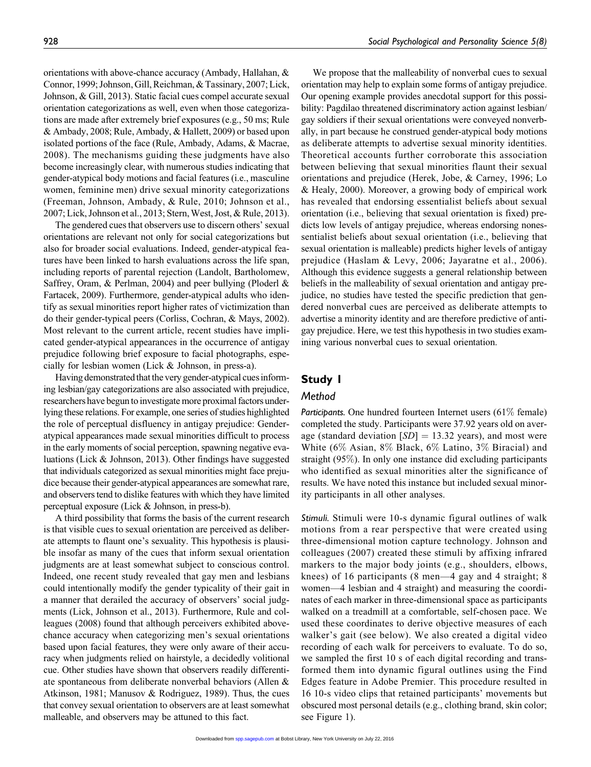orientations with above-chance accuracy (Ambady, Hallahan, & Connor, 1999; Johnson, Gill, Reichman, & Tassinary, 2007; Lick, Johnson, & Gill, 2013). Static facial cues compel accurate sexual orientation categorizations as well, even when those categorizations are made after extremely brief exposures (e.g., 50 ms; Rule & Ambady, 2008; Rule, Ambady, & Hallett, 2009) or based upon isolated portions of the face (Rule, Ambady, Adams, & Macrae, 2008). The mechanisms guiding these judgments have also become increasingly clear, with numerous studies indicating that gender-atypical body motions and facial features (i.e., masculine women, feminine men) drive sexual minority categorizations (Freeman, Johnson, Ambady, & Rule, 2010; Johnson et al., 2007; Lick, Johnson et al., 2013; Stern, West, Jost, & Rule, 2013).

The gendered cues that observers use to discern others' sexual orientations are relevant not only for social categorizations but also for broader social evaluations. Indeed, gender-atypical features have been linked to harsh evaluations across the life span, including reports of parental rejection (Landolt, Bartholomew, Saffrey, Oram, & Perlman, 2004) and peer bullying (Ploderl & Fartacek, 2009). Furthermore, gender-atypical adults who identify as sexual minorities report higher rates of victimization than do their gender-typical peers (Corliss, Cochran, & Mays, 2002). Most relevant to the current article, recent studies have implicated gender-atypical appearances in the occurrence of antigay prejudice following brief exposure to facial photographs, especially for lesbian women (Lick & Johnson, in press-a).

Having demonstrated that the very gender-atypical cues informing lesbian/gay categorizations are also associated with prejudice, researchers have begun to investigate more proximal factors underlying these relations. For example, one series of studies highlighted the role of perceptual disfluency in antigay prejudice: Gender-atypical appearances made sexual minorities difficult to process in the early moments of social perception, spawning negative evaluations (Lick & Johnson, 2013). Other findings have suggested that individuals categorized as sexual minorities might face prejudice because their gender-atypical appearances are somewhat rare, and observers tend to dislike features with which they have limited perceptual exposure (Lick & Johnson, in press-b).

A third possibility that forms the basis of the current research is that visible cues to sexual orientation are perceived as deliberate attempts to flaunt one's sexuality. This hypothesis is plausible insofar as many of the cues that inform sexual orientation judgments are at least somewhat subject to conscious control. Indeed, one recent study revealed that gay men and lesbians could intentionally modify the gender typicality of their gait in a manner that derailed the accuracy of observers' social judgments (Lick, Johnson et al., 2013). Furthermore, Rule and colleagues (2008) found that although perceivers exhibited above-chance accuracy when categorizing men's sexual orientations based upon facial features, they were only aware of their accuracy when judgments relied on hairstyle, a decidedly volitional cue. Other studies have shown that observers readily differentiate spontaneous from deliberate nonverbal behaviors (Allen & Atkinson, 1981; Manusov & Rodriguez, 1989). Thus, the cues that convey sexual orientation to observers are at least somewhat malleable, and observers may be attuned to this fact.

We propose that the malleability of nonverbal cues to sexual orientation may help to explain some forms of antigay prejudice. Our opening example provides anecdotal support for this possibility: Pagdilao threatened discriminatory action against lesbian/gay soldiers if their sexual orientations were conveyed nonverbally, in part because he construed gender-atypical body motions as deliberate attempts to advertise sexual minority identities. Theoretical accounts further corroborate this association between believing that sexual minorities flaunt their sexual orientations and prejudice (Herek, Jobe, & Carney, 1996; Lo & Healy, 2000). Moreover, a growing body of empirical work has revealed that endorsing essentialist beliefs about sexual orientation (i.e., believing that sexual orientation is fixed) predicts low levels of antigay prejudice, whereas endorsing nonessentialist beliefs about sexual orientation (i.e., believing that sexual orientation is malleable) predicts higher levels of antigay prejudice (Haslam & Levy, 2006; Jayaratne et al., 2006). Although this evidence suggests a general relationship between beliefs in the malleability of sexual orientation and antigay prejudice, no studies have tested the specific prediction that gendered nonverbal cues are perceived as deliberate attempts to advertise a minority identity and are therefore predictive of antigay prejudice. Here, we test this hypothesis in two studies examining various nonverbal cues to sexual orientation.

## Study 1

### Method

*Participants.* One hundred fourteen Internet users (61% female) completed the study. Participants were 37.92 years old on average (standard deviation [$SD$] = 13.32 years), and most were White (6% Asian, 8% Black, 6% Latino, 3% Biracial) and straight (95%). In only one instance did excluding participants who identified as sexual minorities alter the significance of results. We have noted this instance but included sexual minority participants in all other analyses.

*Stimuli.* Stimuli were 10-s dynamic figural outlines of walk motions from a rear perspective that were created using three-dimensional motion capture technology. Johnson and colleagues (2007) created these stimuli by affixing infrared markers to the major body joints (e.g., shoulders, elbows, knees) of 16 participants (8 men—4 gay and 4 straight; 8 women—4 lesbian and 4 straight) and measuring the coordinates of each marker in three-dimensional space as participants walked on a treadmill at a comfortable, self-chosen pace. We used these coordinates to derive objective measures of each walker's gait (see below). We also created a digital video recording of each walk for perceivers to evaluate. To do so, we sampled the first 10 s of each digital recording and transformed them into dynamic figural outlines using the Find Edges feature in Adobe Premier. This procedure resulted in 16 10-s video clips that retained participants' movements but obscured most personal details (e.g., clothing brand, skin color; see Figure 1).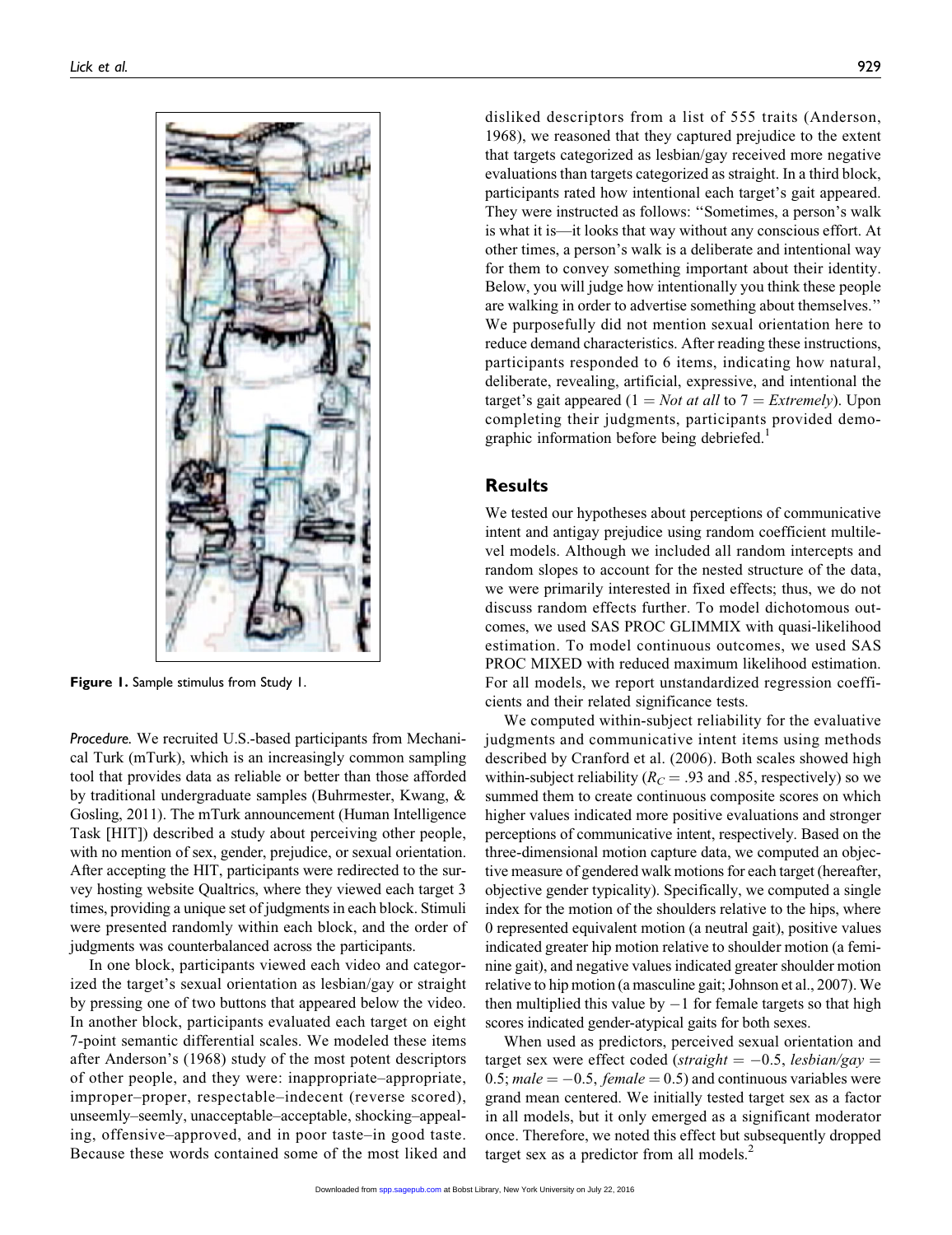Figure 1. Sample stimulus from Study 1.

*Procedure.* We recruited U.S.-based participants from Mechanical Turk (mTurk), which is an increasingly common sampling tool that provides data as reliable or better than those afforded by traditional undergraduate samples (Buhrmester, Kwang, & Gosling, 2011). The mTurk announcement (Human Intelligence Task [HIT]) described a study about perceiving other people, with no mention of sex, gender, prejudice, or sexual orientation. After accepting the HIT, participants were redirected to the survey hosting website Qualtrics, where they viewed each target 3 times, providing a unique set of judgments in each block. Stimuli were presented randomly within each block, and the order of judgments was counterbalanced across the participants.

In one block, participants viewed each video and categorized the target's sexual orientation as lesbian/gay or straight by pressing one of two buttons that appeared below the video. In another block, participants evaluated each target on eight 7-point semantic differential scales. We modeled these items after Anderson's (1968) study of the most potent descriptors of other people, and they were: inappropriate–appropriate, improper–proper, respectable–indecent (reverse scored), unseemly–seemly, unacceptable–acceptable, shocking–appealing, offensive–approved, and in poor taste–in good taste. Because these words contained some of the most liked and disliked descriptors from a list of 555 traits (Anderson, 1968), we reasoned that they captured prejudice to the extent that targets categorized as lesbian/gay received more negative evaluations than targets categorized as straight. In a third block, participants rated how intentional each target's gait appeared. They were instructed as follows: "Sometimes, a person's walk is what it is—it looks that way without any conscious effort. At other times, a person's walk is a deliberate and intentional way for them to convey something important about their identity. Below, you will judge how intentionally you think these people are walking in order to advertise something about themselves." We purposefully did not mention sexual orientation here to reduce demand characteristics. After reading these instructions, participants responded to 6 items, indicating how natural, deliberate, revealing, artificial, expressive, and intentional the target's gait appeared (1 = *Not at all* to 7 = *Extremely*). Upon completing their judgments, participants provided demographic information before being debriefed.[1]

## Results

We tested our hypotheses about perceptions of communicative intent and antigay prejudice using random coefficient multilevel models. Although we included all random intercepts and random slopes to account for the nested structure of the data, we were primarily interested in fixed effects; thus, we do not discuss random effects further. To model dichotomous outcomes, we used SAS PROC GLIMMIX with quasi-likelihood estimation. To model continuous outcomes, we used SAS PROC MIXED with reduced maximum likelihood estimation. For all models, we report unstandardized regression coefficients and their related significance tests.

We computed within-subject reliability for the evaluative judgments and communicative intent items using methods described by Cranford et al. (2006). Both scales showed high within-subject reliability ($R_C = .93$ and $.85$, respectively) so we summed them to create continuous composite scores on which higher values indicated more positive evaluations and stronger perceptions of communicative intent, respectively. Based on the three-dimensional motion capture data, we computed an objective measure of gendered walk motions for each target (hereafter, objective gender typicality). Specifically, we computed a single index for the motion of the shoulders relative to the hips, where 0 represented equivalent motion (a neutral gait), positive values indicated greater hip motion relative to shoulder motion (a feminine gait), and negative values indicated greater shoulder motion relative to hip motion (a masculine gait; Johnson et al., 2007). We then multiplied this value by $-1$ for female targets so that high scores indicated gender-atypical gaits for both sexes.

When used as predictors, perceived sexual orientation and target sex were effect coded (*straight* $= -0.5$, *lesbian/gay* $= 0.5$; *male* $= -0.5$, *female* $= 0.5$) and continuous variables were grand mean centered. We initially tested target sex as a factor in all models, but it only emerged as a significant moderator once. Therefore, we noted this effect but subsequently dropped target sex as a predictor from all models.[2]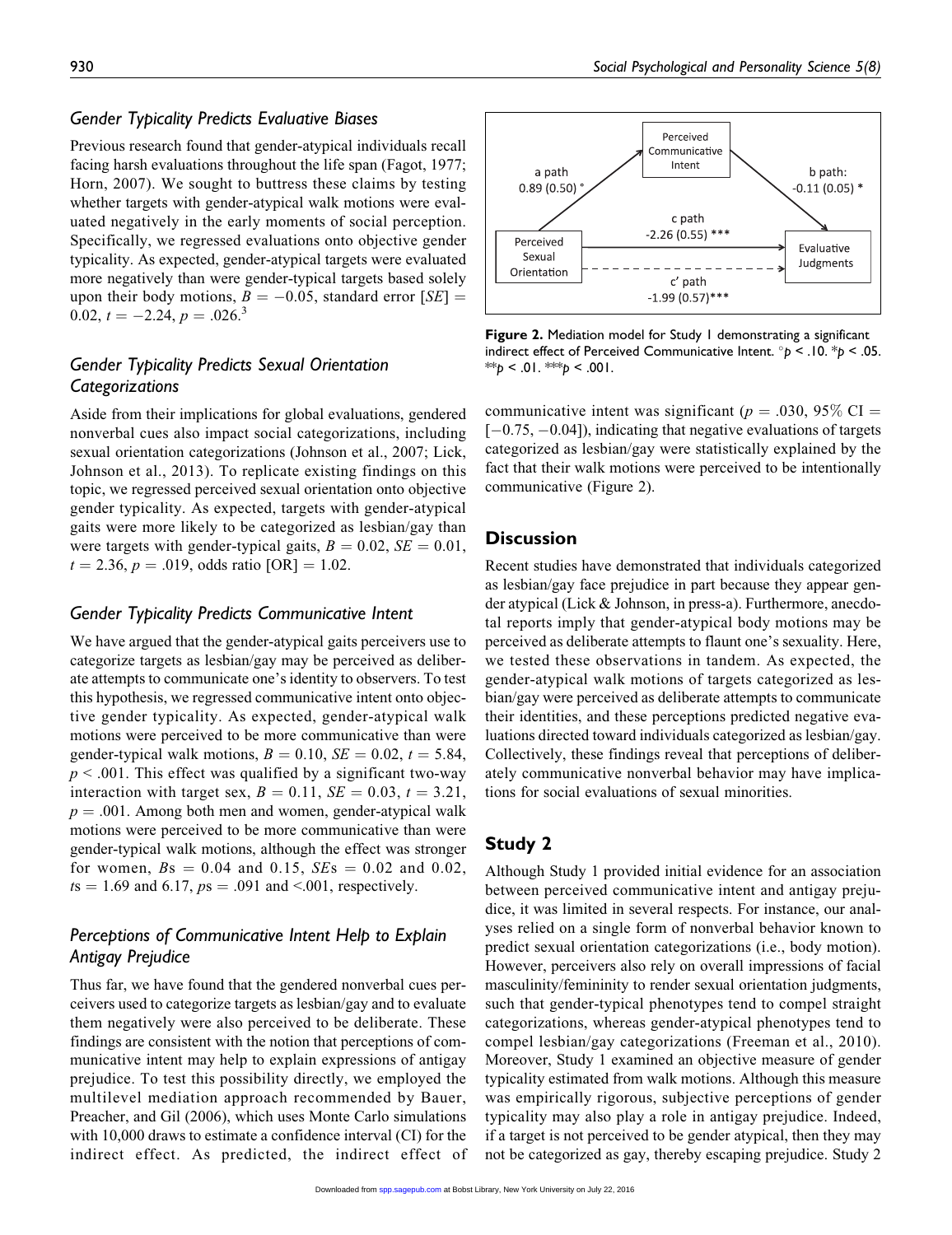### Gender Typicality Predicts Evaluative Biases

Previous research found that gender-atypical individuals recall facing harsh evaluations throughout the life span (Fagot, 1977; Horn, 2007). We sought to buttress these claims by testing whether targets with gender-atypical walk motions were evaluated negatively in the early moments of social perception. Specifically, we regressed evaluations onto objective gender typicality. As expected, gender-atypical targets were evaluated more negatively than were gender-typical targets based solely upon their body motions, $B = -0.05$, standard error [$SE$] = 0.02, $t = -2.24$, $p = .026$.[3]

### Gender Typicality Predicts Sexual Orientation Categorizations

Aside from their implications for global evaluations, gendered nonverbal cues also impact social categorizations, including sexual orientation categorizations (Johnson et al., 2007; Lick, Johnson et al., 2013). To replicate existing findings on this topic, we regressed perceived sexual orientation onto objective gender typicality. As expected, targets with gender-atypical gaits were more likely to be categorized as lesbian/gay than were targets with gender-typical gaits, $B = 0.02$, $SE = 0.01$, $t = 2.36$, $p = .019$, odds ratio [OR] = 1.02.

### Gender Typicality Predicts Communicative Intent

We have argued that the gender-atypical gaits perceivers use to categorize targets as lesbian/gay may be perceived as deliberate attempts to communicate one's identity to observers. To test this hypothesis, we regressed communicative intent onto objective gender typicality. As expected, gender-atypical walk motions were perceived to be more communicative than were gender-typical walk motions, $B = 0.10$, $SE = 0.02$, $t = 5.84$, $p < .001$. This effect was qualified by a significant two-way interaction with target sex, $B = 0.11$, $SE = 0.03$, $t = 3.21$, $p = .001$. Among both men and women, gender-atypical walk motions were perceived to be more communicative than were gender-typical walk motions, although the effect was stronger for women, $B$s = 0.04 and 0.15, $SE$s = 0.02 and 0.02, $t$s = 1.69 and 6.17, $p$s = .091 and <.001, respectively.

### Perceptions of Communicative Intent Help to Explain Antigay Prejudice

Thus far, we have found that the gendered nonverbal cues perceivers used to categorize targets as lesbian/gay and to evaluate them negatively were also perceived to be deliberate. These findings are consistent with the notion that perceptions of communicative intent may help to explain expressions of antigay prejudice. To test this possibility directly, we employed the multilevel mediation approach recommended by Bauer, Preacher, and Gil (2006), which uses Monte Carlo simulations with 10,000 draws to estimate a confidence interval (CI) for the indirect effect. As predicted, the indirect effect of communicative intent was significant ($p = .030$, 95% CI = [$-0.75$, $-0.04$]), indicating that negative evaluations of targets categorized as lesbian/gay were statistically explained by the fact that their walk motions were perceived to be intentionally communicative (Figure 2).

Perceived Communicative Intent; a path 0.89 (0.50) °; b path: -0.11 (0.05) *; Perceived Sexual Orientation; c path -2.26 (0.55) ***; c' path -1.99 (0.57)***; Evaluative Judgments

**Figure 2.** Mediation model for Study 1 demonstrating a significant indirect effect of Perceived Communicative Intent. °$p < .10$. \*$p < .05$. \*\*$p < .01$. \*\*\*$p < .001$.

## Discussion

Recent studies have demonstrated that individuals categorized as lesbian/gay face prejudice in part because they appear gender atypical (Lick & Johnson, in press-a). Furthermore, anecdotal reports imply that gender-atypical body motions may be perceived as deliberate attempts to flaunt one's sexuality. Here, we tested these observations in tandem. As expected, the gender-atypical walk motions of targets categorized as lesbian/gay were perceived as deliberate attempts to communicate their identities, and these perceptions predicted negative evaluations directed toward individuals categorized as lesbian/gay. Collectively, these findings reveal that perceptions of deliberately communicative nonverbal behavior may have implications for social evaluations of sexual minorities.

## Study 2

Although Study 1 provided initial evidence for an association between perceived communicative intent and antigay prejudice, it was limited in several respects. For instance, our analyses relied on a single form of nonverbal behavior known to predict sexual orientation categorizations (i.e., body motion). However, perceivers also rely on overall impressions of facial masculinity/femininity to render sexual orientation judgments, such that gender-typical phenotypes tend to compel straight categorizations, whereas gender-atypical phenotypes tend to compel lesbian/gay categorizations (Freeman et al., 2010). Moreover, Study 1 examined an objective measure of gender typicality estimated from walk motions. Although this measure was empirically rigorous, subjective perceptions of gender typicality may also play a role in antigay prejudice. Indeed, if a target is not perceived to be gender atypical, then they may not be categorized as gay, thereby escaping prejudice. Study 2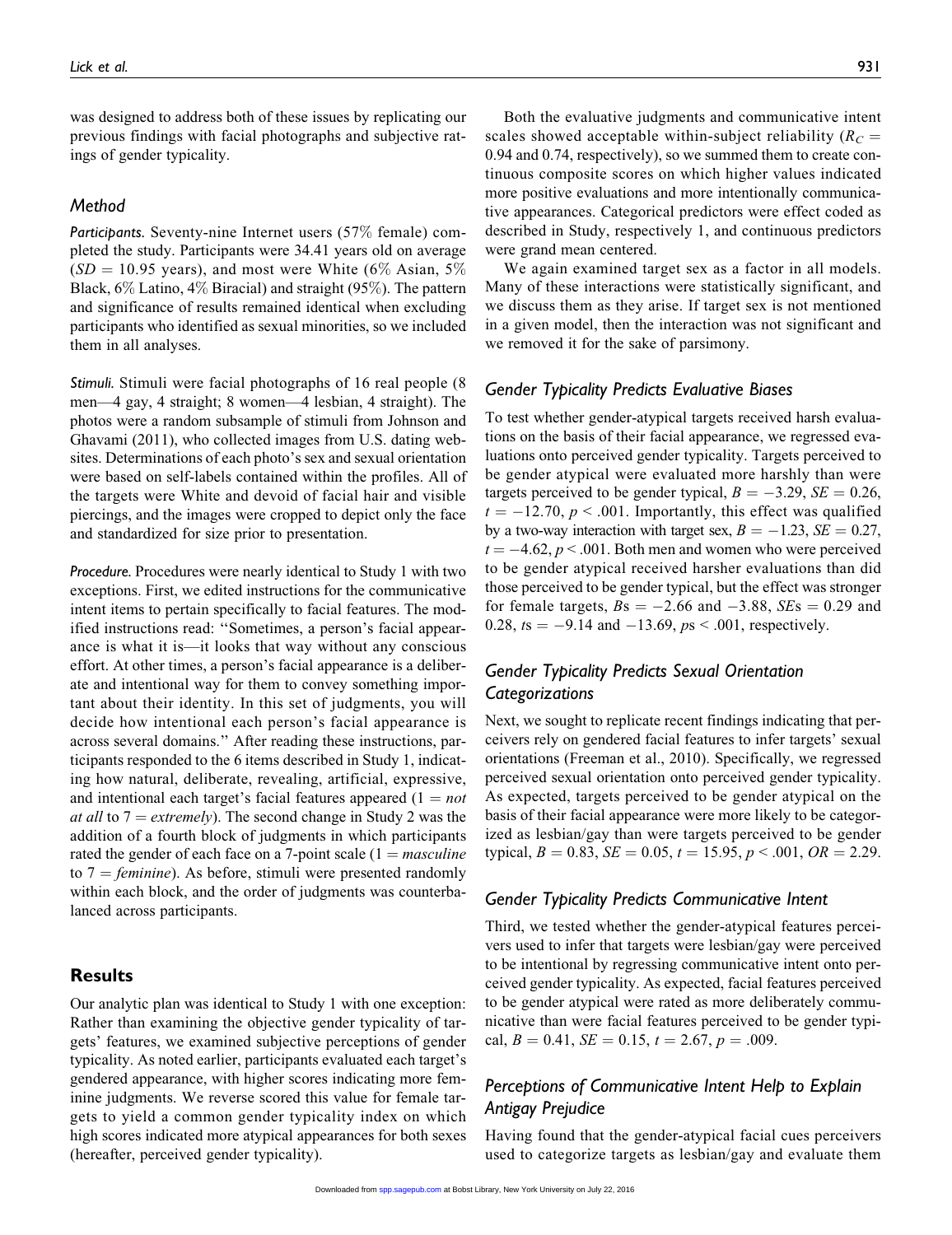was designed to address both of these issues by replicating our previous findings with facial photographs and subjective ratings of gender typicality.

### Method

*Participants.* Seventy-nine Internet users (57% female) completed the study. Participants were 34.41 years old on average ($SD = 10.95$ years), and most were White (6% Asian, 5% Black, 6% Latino, 4% Biracial) and straight (95%). The pattern and significance of results remained identical when excluding participants who identified as sexual minorities, so we included them in all analyses.

*Stimuli.* Stimuli were facial photographs of 16 real people (8 men—4 gay, 4 straight; 8 women—4 lesbian, 4 straight). The photos were a random subsample of stimuli from Johnson and Ghavami (2011), who collected images from U.S. dating websites. Determinations of each photo's sex and sexual orientation were based on self-labels contained within the profiles. All of the targets were White and devoid of facial hair and visible piercings, and the images were cropped to depict only the face and standardized for size prior to presentation.

*Procedure.* Procedures were nearly identical to Study 1 with two exceptions. First, we edited instructions for the communicative intent items to pertain specifically to facial features. The modified instructions read: "Sometimes, a person's facial appearance is what it is—it looks that way without any conscious effort. At other times, a person's facial appearance is a deliberate and intentional way for them to convey something important about their identity. In this set of judgments, you will decide how intentional each person's facial appearance is across several domains." After reading these instructions, participants responded to the 6 items described in Study 1, indicating how natural, deliberate, revealing, artificial, expressive, and intentional each target's facial features appeared (1 = *not at all* to 7 = *extremely*). The second change in Study 2 was the addition of a fourth block of judgments in which participants rated the gender of each face on a 7-point scale (1 = *masculine* to 7 = *feminine*). As before, stimuli were presented randomly within each block, and the order of judgments was counterbalanced across participants.

## Results

Our analytic plan was identical to Study 1 with one exception: Rather than examining the objective gender typicality of targets' features, we examined subjective perceptions of gender typicality. As noted earlier, participants evaluated each target's gendered appearance, with higher scores indicating more feminine judgments. We reverse scored this value for female targets to yield a common gender typicality index on which high scores indicated more atypical appearances for both sexes (hereafter, perceived gender typicality).

Both the evaluative judgments and communicative intent scales showed acceptable within-subject reliability ($R_C = 0.94$ and 0.74, respectively), so we summed them to create continuous composite scores on which higher values indicated more positive evaluations and more intentionally communicative appearances. Categorical predictors were effect coded as described in Study, respectively 1, and continuous predictors were grand mean centered.

We again examined target sex as a factor in all models. Many of these interactions were statistically significant, and we discuss them as they arise. If target sex is not mentioned in a given model, then the interaction was not significant and we removed it for the sake of parsimony.

### Gender Typicality Predicts Evaluative Biases

To test whether gender-atypical targets received harsh evaluations on the basis of their facial appearance, we regressed evaluations onto perceived gender typicality. Targets perceived to be gender atypical were evaluated more harshly than were targets perceived to be gender typical, $B = -3.29$, $SE = 0.26$, $t = -12.70$, $p < .001$. Importantly, this effect was qualified by a two-way interaction with target sex, $B = -1.23$, $SE = 0.27$, $t = -4.62$, $p < .001$. Both men and women who were perceived to be gender atypical received harsher evaluations than did those perceived to be gender typical, but the effect was stronger for female targets, $B$s $= -2.66$ and $-3.88$, $SE$s $= 0.29$ and 0.28, $t$s $= -9.14$ and $-13.69$, $p$s $< .001$, respectively.

### Gender Typicality Predicts Sexual Orientation Categorizations

Next, we sought to replicate recent findings indicating that perceivers rely on gendered facial features to infer targets' sexual orientations (Freeman et al., 2010). Specifically, we regressed perceived sexual orientation onto perceived gender typicality. As expected, targets perceived to be gender atypical on the basis of their facial appearance were more likely to be categorized as lesbian/gay than were targets perceived to be gender typical, $B = 0.83$, $SE = 0.05$, $t = 15.95$, $p < .001$, $OR = 2.29$.

### Gender Typicality Predicts Communicative Intent

Third, we tested whether the gender-atypical features perceivers used to infer that targets were lesbian/gay were perceived to be intentional by regressing communicative intent onto perceived gender typicality. As expected, facial features perceived to be gender atypical were rated as more deliberately communicative than were facial features perceived to be gender typical, $B = 0.41$, $SE = 0.15$, $t = 2.67$, $p = .009$.

### Perceptions of Communicative Intent Help to Explain Antigay Prejudice

Having found that the gender-atypical facial cues perceivers used to categorize targets as lesbian/gay and evaluate them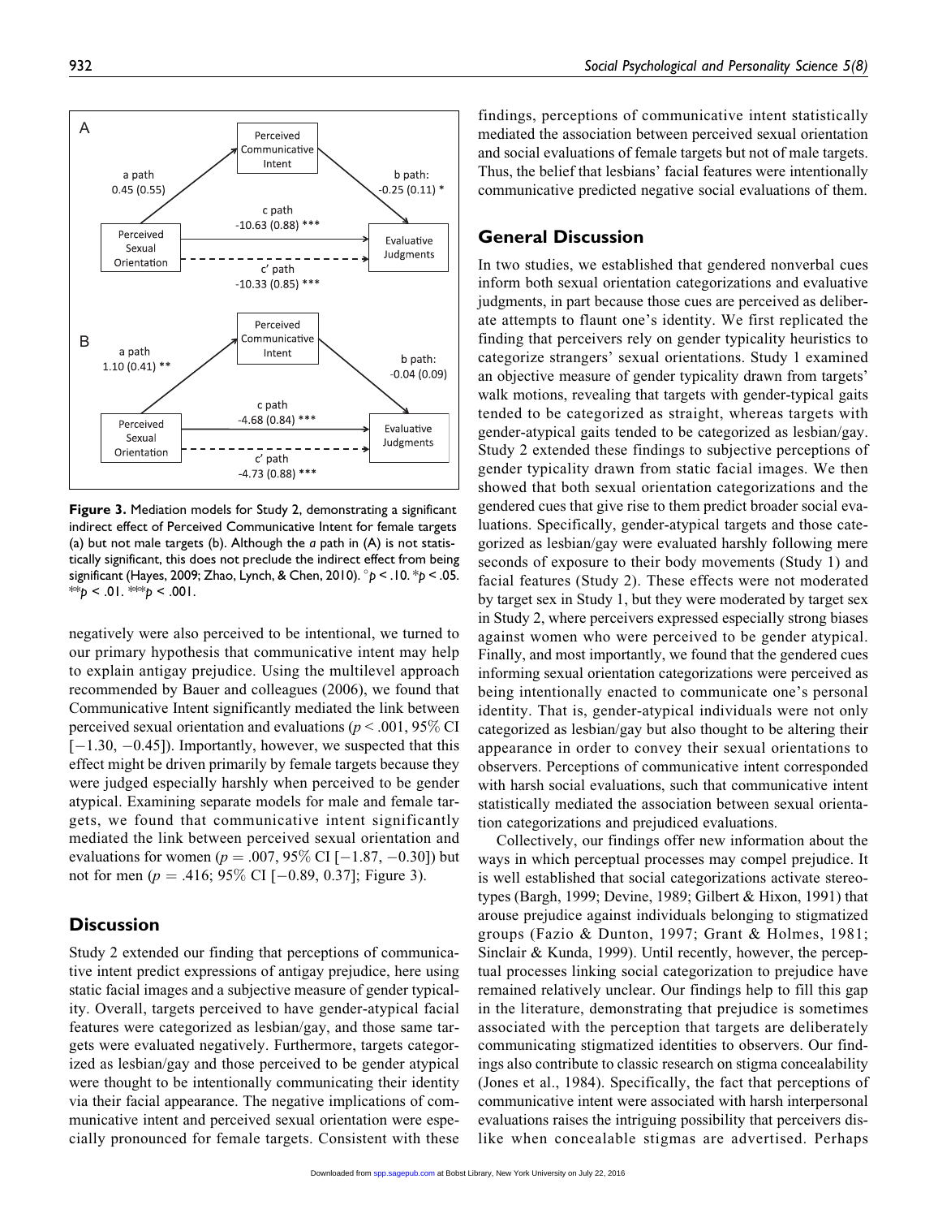A

| | | |
|---|---|---|
| a path 0.45 (0.55) | Perceived Communicative Intent | b path: -0.25 (0.11) * |
| Perceived Sexual Orientation | c path -10.63 (0.88) *** / c' path -10.33 (0.85) *** | Evaluative Judgments |

B

| | | |
|---|---|---|
| a path 1.10 (0.41) ** | Perceived Communicative Intent | b path: -0.04 (0.09) |
| Perceived Sexual Orientation | c path -4.68 (0.84) *** / c' path -4.73 (0.88) *** | Evaluative Judgments |

**Figure 3.** Mediation models for Study 2, demonstrating a significant indirect effect of Perceived Communicative Intent for female targets (a) but not male targets (b). Although the *a* path in (A) is not statistically significant, this does not preclude the indirect effect from being significant (Hayes, 2009; Zhao, Lynch, & Chen, 2010). °$p < .10$. *$p < .05$. **$p < .01$. ***$p < .001$.

negatively were also perceived to be intentional, we turned to our primary hypothesis that communicative intent may help to explain antigay prejudice. Using the multilevel approach recommended by Bauer and colleagues (2006), we found that Communicative Intent significantly mediated the link between perceived sexual orientation and evaluations ($p < .001$, 95% CI [−1.30, −0.45]). Importantly, however, we suspected that this effect might be driven primarily by female targets because they were judged especially harshly when perceived to be gender atypical. Examining separate models for male and female targets, we found that communicative intent significantly mediated the link between perceived sexual orientation and evaluations for women ($p = .007$, 95% CI [−1.87, −0.30]) but not for men ($p = .416$; 95% CI [−0.89, 0.37]; Figure 3).

## Discussion

Study 2 extended our finding that perceptions of communicative intent predict expressions of antigay prejudice, here using static facial images and a subjective measure of gender typicality. Overall, targets perceived to have gender-atypical facial features were categorized as lesbian/gay, and those same targets were evaluated negatively. Furthermore, targets categorized as lesbian/gay and those perceived to be gender atypical were thought to be intentionally communicating their identity via their facial appearance. The negative implications of communicative intent and perceived sexual orientation were especially pronounced for female targets. Consistent with these findings, perceptions of communicative intent statistically mediated the association between perceived sexual orientation and social evaluations of female targets but not of male targets. Thus, the belief that lesbians' facial features were intentionally communicative predicted negative social evaluations of them.

## General Discussion

In two studies, we established that gendered nonverbal cues inform both sexual orientation categorizations and evaluative judgments, in part because those cues are perceived as deliberate attempts to flaunt one's identity. We first replicated the finding that perceivers rely on gender typicality heuristics to categorize strangers' sexual orientations. Study 1 examined an objective measure of gender typicality drawn from targets' walk motions, revealing that targets with gender-typical gaits tended to be categorized as straight, whereas targets with gender-atypical gaits tended to be categorized as lesbian/gay. Study 2 extended these findings to subjective perceptions of gender typicality drawn from static facial images. We then showed that both sexual orientation categorizations and the gendered cues that give rise to them predict broader social evaluations. Specifically, gender-atypical targets and those categorized as lesbian/gay were evaluated harshly following mere seconds of exposure to their body movements (Study 1) and facial features (Study 2). These effects were not moderated by target sex in Study 1, but they were moderated by target sex in Study 2, where perceivers expressed especially strong biases against women who were perceived to be gender atypical. Finally, and most importantly, we found that the gendered cues informing sexual orientation categorizations were perceived as being intentionally enacted to communicate one's personal identity. That is, gender-atypical individuals were not only categorized as lesbian/gay but also thought to be altering their appearance in order to convey their sexual orientations to observers. Perceptions of communicative intent corresponded with harsh social evaluations, such that communicative intent statistically mediated the association between sexual orientation categorizations and prejudiced evaluations.

Collectively, our findings offer new information about the ways in which perceptual processes may compel prejudice. It is well established that social categorizations activate stereotypes (Bargh, 1999; Devine, 1989; Gilbert & Hixon, 1991) that arouse prejudice against individuals belonging to stigmatized groups (Fazio & Dunton, 1997; Grant & Holmes, 1981; Sinclair & Kunda, 1999). Until recently, however, the perceptual processes linking social categorization to prejudice have remained relatively unclear. Our findings help to fill this gap in the literature, demonstrating that prejudice is sometimes associated with the perception that targets are deliberately communicating stigmatized identities to observers. Our findings also contribute to classic research on stigma concealability (Jones et al., 1984). Specifically, the fact that perceptions of communicative intent were associated with harsh interpersonal evaluations raises the intriguing possibility that perceivers dislike when concealable stigmas are advertised. Perhaps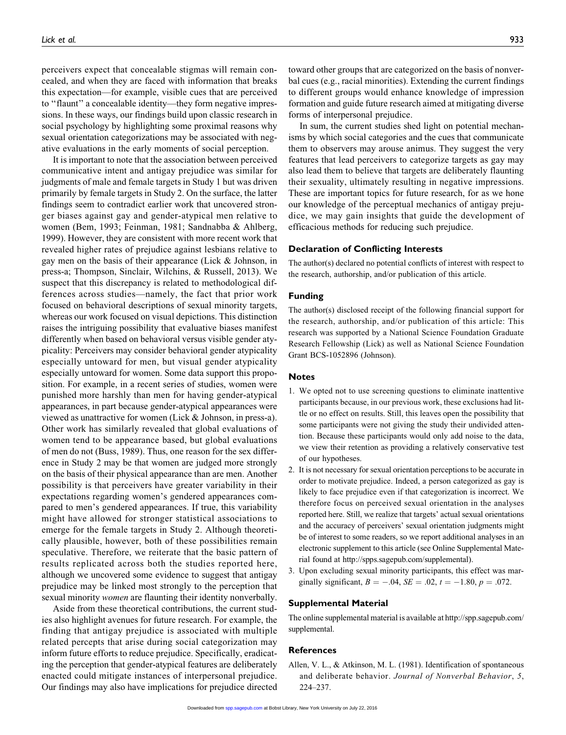perceivers expect that concealable stigmas will remain concealed, and when they are faced with information that breaks this expectation—for example, visible cues that are perceived to "flaunt" a concealable identity—they form negative impressions. In these ways, our findings build upon classic research in social psychology by highlighting some proximal reasons why sexual orientation categorizations may be associated with negative evaluations in the early moments of social perception.

It is important to note that the association between perceived communicative intent and antigay prejudice was similar for judgments of male and female targets in Study 1 but was driven primarily by female targets in Study 2. On the surface, the latter findings seem to contradict earlier work that uncovered stronger biases against gay and gender-atypical men relative to women (Bem, 1993; Feinman, 1981; Sandnabba & Ahlberg, 1999). However, they are consistent with more recent work that revealed higher rates of prejudice against lesbians relative to gay men on the basis of their appearance (Lick & Johnson, in press-a; Thompson, Sinclair, Wilchins, & Russell, 2013). We suspect that this discrepancy is related to methodological differences across studies—namely, the fact that prior work focused on behavioral descriptions of sexual minority targets, whereas our work focused on visual depictions. This distinction raises the intriguing possibility that evaluative biases manifest differently when based on behavioral versus visible gender atypicality: Perceivers may consider behavioral gender atypicality especially untoward for men, but visual gender atypicality especially untoward for women. Some data support this proposition. For example, in a recent series of studies, women were punished more harshly than men for having gender-atypical appearances, in part because gender-atypical appearances were viewed as unattractive for women (Lick & Johnson, in press-a). Other work has similarly revealed that global evaluations of women tend to be appearance based, but global evaluations of men do not (Buss, 1989). Thus, one reason for the sex difference in Study 2 may be that women are judged more strongly on the basis of their physical appearance than are men. Another possibility is that perceivers have greater variability in their expectations regarding women's gendered appearances compared to men's gendered appearances. If true, this variability might have allowed for stronger statistical associations to emerge for the female targets in Study 2. Although theoretically plausible, however, both of these possibilities remain speculative. Therefore, we reiterate that the basic pattern of results replicated across both the studies reported here, although we uncovered some evidence to suggest that antigay prejudice may be linked most strongly to the perception that sexual minority *women* are flaunting their identity nonverbally.

Aside from these theoretical contributions, the current studies also highlight avenues for future research. For example, the finding that antigay prejudice is associated with multiple related percepts that arise during social categorization may inform future efforts to reduce prejudice. Specifically, eradicating the perception that gender-atypical features are deliberately enacted could mitigate instances of interpersonal prejudice. Our findings may also have implications for prejudice directed toward other groups that are categorized on the basis of nonverbal cues (e.g., racial minorities). Extending the current findings to different groups would enhance knowledge of impression formation and guide future research aimed at mitigating diverse forms of interpersonal prejudice.

In sum, the current studies shed light on potential mechanisms by which social categories and the cues that communicate them to observers may arouse animus. They suggest the very features that lead perceivers to categorize targets as gay may also lead them to believe that targets are deliberately flaunting their sexuality, ultimately resulting in negative impressions. These are important topics for future research, for as we hone our knowledge of the perceptual mechanics of antigay prejudice, we may gain insights that guide the development of efficacious methods for reducing such prejudice.

## Declaration of Conflicting Interests

The author(s) declared no potential conflicts of interest with respect to the research, authorship, and/or publication of this article.

## Funding

The author(s) disclosed receipt of the following financial support for the research, authorship, and/or publication of this article: This research was supported by a National Science Foundation Graduate Research Fellowship (Lick) as well as National Science Foundation Grant BCS-1052896 (Johnson).

## Notes

1. We opted not to use screening questions to eliminate inattentive participants because, in our previous work, these exclusions had little or no effect on results. Still, this leaves open the possibility that some participants were not giving the study their undivided attention. Because these participants would only add noise to the data, we view their retention as providing a relatively conservative test of our hypotheses.
2. It is not necessary for sexual orientation perceptions to be accurate in order to motivate prejudice. Indeed, a person categorized as gay is likely to face prejudice even if that categorization is incorrect. We therefore focus on perceived sexual orientation in the analyses reported here. Still, we realize that targets' actual sexual orientations and the accuracy of perceivers' sexual orientation judgments might be of interest to some readers, so we report additional analyses in an electronic supplement to this article (see Online Supplemental Material found at http://spps.sagepub.com/supplemental).
3. Upon excluding sexual minority participants, this effect was marginally significant, $B = -.04$, $SE = .02$, $t = -1.80$, $p = .072$.

## Supplemental Material

The online supplemental material is available at http://spp.sagepub.com/supplemental.

## References

Allen, V. L., & Atkinson, M. L. (1981). Identification of spontaneous and deliberate behavior. *Journal of Nonverbal Behavior*, *5*, 224–237.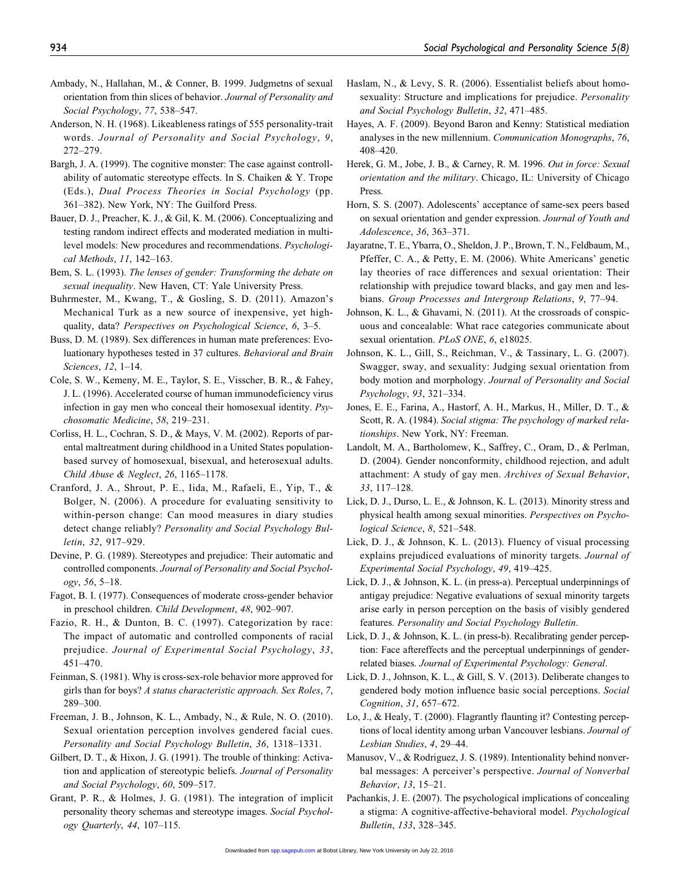Ambady, N., Hallahan, M., & Conner, B. 1999. Judgmetns of sexual orientation from thin slices of behavior. *Journal of Personality and Social Psychology*, *77*, 538–547.

Anderson, N. H. (1968). Likeableness ratings of 555 personality-trait words. *Journal of Personality and Social Psychology*, *9*, 272–279.

Bargh, J. A. (1999). The cognitive monster: The case against controllability of automatic stereotype effects. In S. Chaiken & Y. Trope (Eds.), *Dual Process Theories in Social Psychology* (pp. 361–382). New York, NY: The Guilford Press.

Bauer, D. J., Preacher, K. J., & Gil, K. M. (2006). Conceptualizing and testing random indirect effects and moderated mediation in multilevel models: New procedures and recommendations. *Psychological Methods*, *11*, 142–163.

Bem, S. L. (1993). *The lenses of gender: Transforming the debate on sexual inequality*. New Haven, CT: Yale University Press.

Buhrmester, M., Kwang, T., & Gosling, S. D. (2011). Amazon's Mechanical Turk as a new source of inexpensive, yet high-quality, data? *Perspectives on Psychological Science*, *6*, 3–5.

Buss, D. M. (1989). Sex differences in human mate preferences: Evoluationary hypotheses tested in 37 cultures. *Behavioral and Brain Sciences*, *12*, 1–14.

Cole, S. W., Kemeny, M. E., Taylor, S. E., Visscher, B. R., & Fahey, J. L. (1996). Accelerated course of human immunodeficiency virus infection in gay men who conceal their homosexual identity. *Psychosomatic Medicine*, *58*, 219–231.

Corliss, H. L., Cochran, S. D., & Mays, V. M. (2002). Reports of parental maltreatment during childhood in a United States population-based survey of homosexual, bisexual, and heterosexual adults. *Child Abuse & Neglect*, *26*, 1165–1178.

Cranford, J. A., Shrout, P. E., Iida, M., Rafaeli, E., Yip, T., & Bolger, N. (2006). A procedure for evaluating sensitivity to within-person change: Can mood measures in diary studies detect change reliably? *Personality and Social Psychology Bulletin*, *32*, 917–929.

Devine, P. G. (1989). Stereotypes and prejudice: Their automatic and controlled components. *Journal of Personality and Social Psychology*, *56*, 5–18.

Fagot, B. I. (1977). Consequences of moderate cross-gender behavior in preschool children. *Child Development*, *48*, 902–907.

Fazio, R. H., & Dunton, B. C. (1997). Categorization by race: The impact of automatic and controlled components of racial prejudice. *Journal of Experimental Social Psychology*, *33*, 451–470.

Feinman, S. (1981). Why is cross-sex-role behavior more approved for girls than for boys? *A status characteristic approach. Sex Roles*, *7*, 289–300.

Freeman, J. B., Johnson, K. L., Ambady, N., & Rule, N. O. (2010). Sexual orientation perception involves gendered facial cues. *Personality and Social Psychology Bulletin*, *36*, 1318–1331.

Gilbert, D. T., & Hixon, J. G. (1991). The trouble of thinking: Activation and application of stereotypic beliefs. *Journal of Personality and Social Psychology*, *60*, 509–517.

Grant, P. R., & Holmes, J. G. (1981). The integration of implicit personality theory schemas and stereotype images. *Social Psychology Quarterly*, *44*, 107–115.

Haslam, N., & Levy, S. R. (2006). Essentialist beliefs about homosexuality: Structure and implications for prejudice. *Personality and Social Psychology Bulletin*, *32*, 471–485.

Hayes, A. F. (2009). Beyond Baron and Kenny: Statistical mediation analyses in the new millennium. *Communication Monographs*, *76*, 408–420.

Herek, G. M., Jobe, J. B., & Carney, R. M. 1996. *Out in force: Sexual orientation and the military*. Chicago, IL: University of Chicago Press.

Horn, S. S. (2007). Adolescents' acceptance of same-sex peers based on sexual orientation and gender expression. *Journal of Youth and Adolescence*, *36*, 363–371.

Jayaratne, T. E., Ybarra, O., Sheldon, J. P., Brown, T. N., Feldbaum, M., Pfeffer, C. A., & Petty, E. M. (2006). White Americans' genetic lay theories of race differences and sexual orientation: Their relationship with prejudice toward blacks, and gay men and lesbians. *Group Processes and Intergroup Relations*, *9*, 77–94.

Johnson, K. L., & Ghavami, N. (2011). At the crossroads of conspicuous and concealable: What race categories communicate about sexual orientation. *PLoS ONE*, *6*, e18025.

Johnson, K. L., Gill, S., Reichman, V., & Tassinary, L. G. (2007). Swagger, sway, and sexuality: Judging sexual orientation from body motion and morphology. *Journal of Personality and Social Psychology*, *93*, 321–334.

Jones, E. E., Farina, A., Hastorf, A. H., Markus, H., Miller, D. T., & Scott, R. A. (1984). *Social stigma: The psychology of marked relationships*. New York, NY: Freeman.

Landolt, M. A., Bartholomew, K., Saffrey, C., Oram, D., & Perlman, D. (2004). Gender nonconformity, childhood rejection, and adult attachment: A study of gay men. *Archives of Sexual Behavior*, *33*, 117–128.

Lick, D. J., Durso, L. E., & Johnson, K. L. (2013). Minority stress and physical health among sexual minorities. *Perspectives on Psychological Science*, *8*, 521–548.

Lick, D. J., & Johnson, K. L. (2013). Fluency of visual processing explains prejudiced evaluations of minority targets. *Journal of Experimental Social Psychology*, *49*, 419–425.

Lick, D. J., & Johnson, K. L. (in press-a). Perceptual underpinnings of antigay prejudice: Negative evaluations of sexual minority targets arise early in person perception on the basis of visibly gendered features. *Personality and Social Psychology Bulletin*.

Lick, D. J., & Johnson, K. L. (in press-b). Recalibrating gender perception: Face aftereffects and the perceptual underpinnings of gender-related biases. *Journal of Experimental Psychology: General*.

Lick, D. J., Johnson, K. L., & Gill, S. V. (2013). Deliberate changes to gendered body motion influence basic social perceptions. *Social Cognition*, *31*, 657–672.

Lo, J., & Healy, T. (2000). Flagrantly flaunting it? Contesting perceptions of local identity among urban Vancouver lesbians. *Journal of Lesbian Studies*, *4*, 29–44.

Manusov, V., & Rodriguez, J. S. (1989). Intentionality behind nonverbal messages: A perceiver's perspective. *Journal of Nonverbal Behavior*, *13*, 15–21.

Pachankis, J. E. (2007). The psychological implications of concealing a stigma: A cognitive-affective-behavioral model. *Psychological Bulletin*, *133*, 328–345.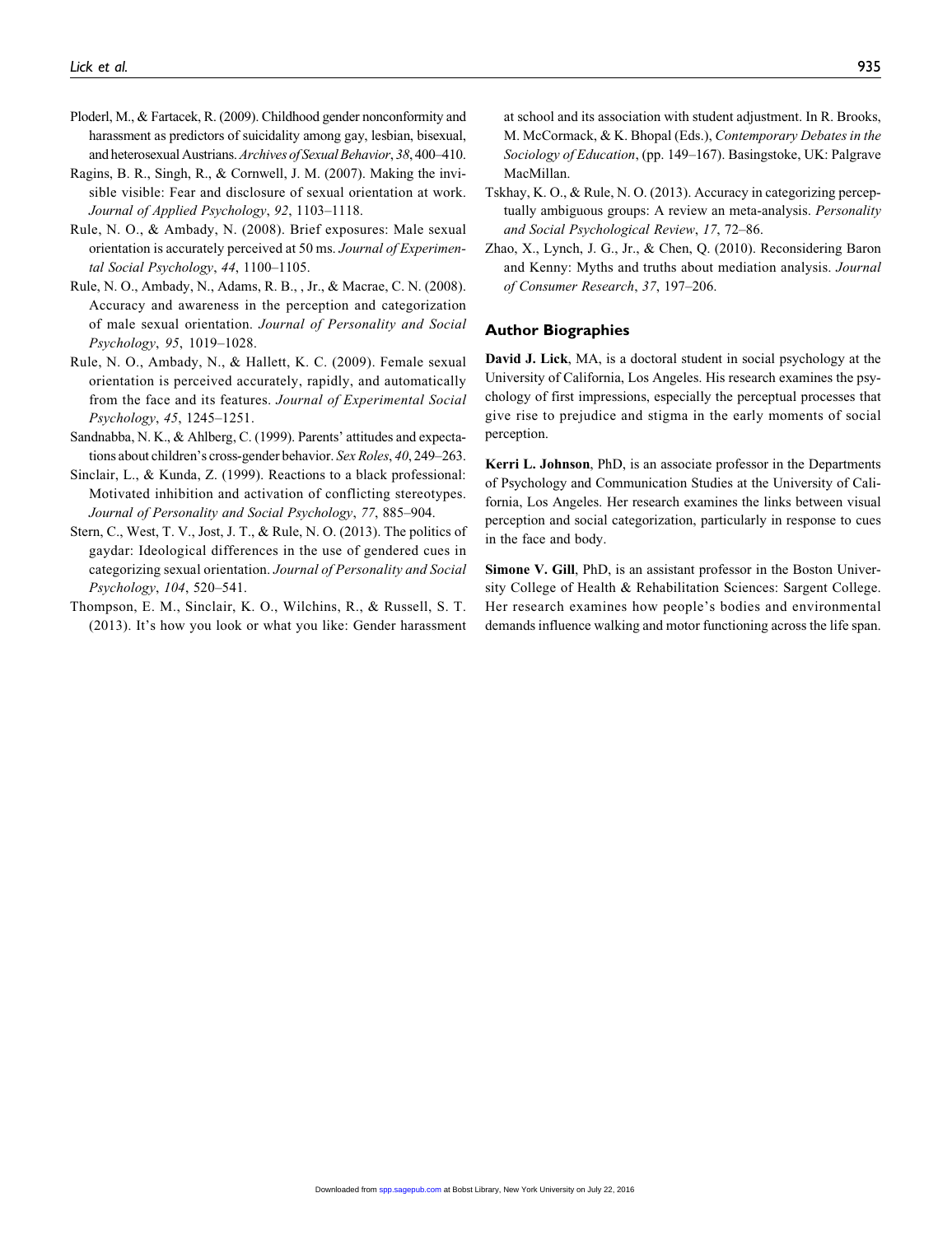Ploderl, M., & Fartacek, R. (2009). Childhood gender nonconformity and harassment as predictors of suicidality among gay, lesbian, bisexual, and heterosexual Austrians. *Archives of Sexual Behavior*, *38*, 400–410.

Ragins, B. R., Singh, R., & Cornwell, J. M. (2007). Making the invisible visible: Fear and disclosure of sexual orientation at work. *Journal of Applied Psychology*, *92*, 1103–1118.

Rule, N. O., & Ambady, N. (2008). Brief exposures: Male sexual orientation is accurately perceived at 50 ms. *Journal of Experimental Social Psychology*, *44*, 1100–1105.

Rule, N. O., Ambady, N., Adams, R. B., , Jr., & Macrae, C. N. (2008). Accuracy and awareness in the perception and categorization of male sexual orientation. *Journal of Personality and Social Psychology*, *95*, 1019–1028.

Rule, N. O., Ambady, N., & Hallett, K. C. (2009). Female sexual orientation is perceived accurately, rapidly, and automatically from the face and its features. *Journal of Experimental Social Psychology*, *45*, 1245–1251.

Sandnabba, N. K., & Ahlberg, C. (1999). Parents' attitudes and expectations about children's cross-gender behavior. *Sex Roles*, *40*, 249–263.

Sinclair, L., & Kunda, Z. (1999). Reactions to a black professional: Motivated inhibition and activation of conflicting stereotypes. *Journal of Personality and Social Psychology*, *77*, 885–904.

Stern, C., West, T. V., Jost, J. T., & Rule, N. O. (2013). The politics of gaydar: Ideological differences in the use of gendered cues in categorizing sexual orientation. *Journal of Personality and Social Psychology*, *104*, 520–541.

Thompson, E. M., Sinclair, K. O., Wilchins, R., & Russell, S. T. (2013). It's how you look or what you like: Gender harassment at school and its association with student adjustment. In R. Brooks, M. McCormack, & K. Bhopal (Eds.), *Contemporary Debates in the Sociology of Education*, (pp. 149–167). Basingstoke, UK: Palgrave MacMillan.

Tskhay, K. O., & Rule, N. O. (2013). Accuracy in categorizing perceptually ambiguous groups: A review an meta-analysis. *Personality and Social Psychological Review*, *17*, 72–86.

Zhao, X., Lynch, J. G., Jr., & Chen, Q. (2010). Reconsidering Baron and Kenny: Myths and truths about mediation analysis. *Journal of Consumer Research*, *37*, 197–206.

## Author Biographies

**David J. Lick**, MA, is a doctoral student in social psychology at the University of California, Los Angeles. His research examines the psychology of first impressions, especially the perceptual processes that give rise to prejudice and stigma in the early moments of social perception.

**Kerri L. Johnson**, PhD, is an associate professor in the Departments of Psychology and Communication Studies at the University of California, Los Angeles. Her research examines the links between visual perception and social categorization, particularly in response to cues in the face and body.

**Simone V. Gill**, PhD, is an assistant professor in the Boston University College of Health & Rehabilitation Sciences: Sargent College. Her research examines how people's bodies and environmental demands influence walking and motor functioning across the life span.